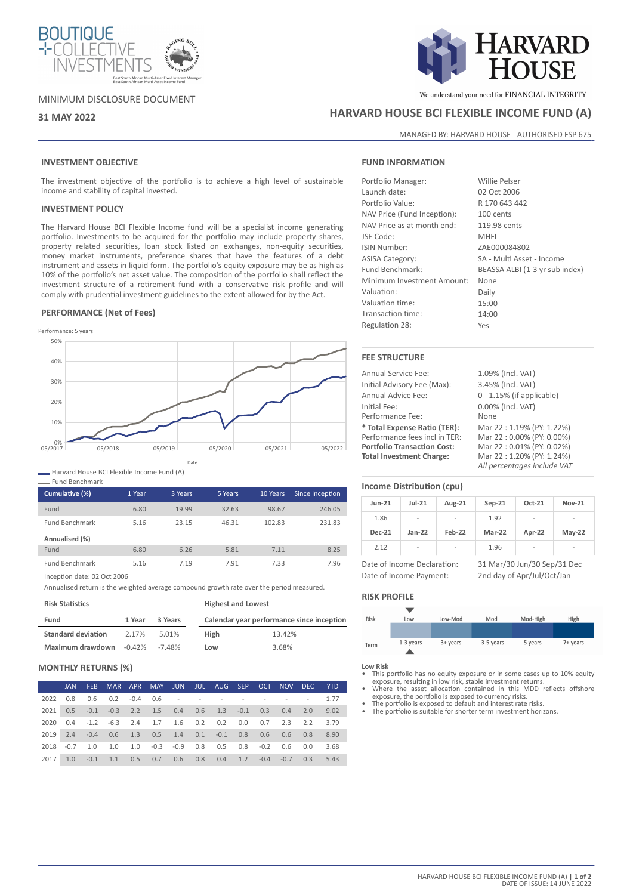BOUTIQUE COLLECTIVE INVESTMENTS

MINIMUM DISCLOSURE DOCUMENT

**31 MAY 2022**

HARVARD HOUSE — We understand your need for FINANCIAL INTEGRITY

# HARVARD HOUSE BCI FLEXIBLE INCOME FUND (A)

MANAGED BY: HARVARD HOUSE - AUTHORISED FSP 675

## INVESTMENT OBJECTIVE

The investment objective of the portfolio is to achieve a high level of sustainable income and stability of capital invested.

## INVESTMENT POLICY

The Harvard House BCI Flexible Income fund will be a specialist income generating portfolio. Investments to be acquired for the portfolio may include property shares, property related securities, loan stock listed on exchanges, non-equity securities, money market instruments, preference shares that have the features of a debt instrument and assets in liquid form. The portfolio's equity exposure may be as high as 10% of the portfolio's net asset value. The composition of the portfolio shall reflect the investment structure of a retirement fund with a conservative risk profile and will comply with prudential investment guidelines to the extent allowed for by the Act.

## PERFORMANCE (Net of Fees)

Performance: 5 years

Harvard House BCI Flexible Income Fund (A)
Fund Benchmark

| Cumulative (%) | 1 Year | 3 Years | 5 Years | 10 Years | Since Inception |
|---|---|---|---|---|---|
| Fund | 6.80 | 19.99 | 32.63 | 98.67 | 246.05 |
| Fund Benchmark | 5.16 | 23.15 | 46.31 | 102.83 | 231.83 |
| **Annualised (%)** | | | | | |
| Fund | 6.80 | 6.26 | 5.81 | 7.11 | 8.25 |
| Fund Benchmark | 5.16 | 7.19 | 7.91 | 7.33 | 7.96 |

Inception date: 02 Oct 2006

Annualised return is the weighted average compound growth rate over the period measured.

**Risk Statistics**

| Fund | 1 Year | 3 Years |
|---|---|---|
| Standard deviation | 2.17% | 5.01% |
| Maximum drawdown | -0.42% | -7.48% |

**Highest and Lowest**

| Calendar year performance since inception | |
|---|---|
| High | 13.42% |
| Low | 3.68% |

## MONTHLY RETURNS (%)

| | JAN | FEB | MAR | APR | MAY | JUN | JUL | AUG | SEP | OCT | NOV | DEC | YTD |
|---|---|---|---|---|---|---|---|---|---|---|---|---|---|
| 2022 | 0.8 | 0.6 | 0.2 | -0.4 | 0.6 | - | - | - | - | - | - | - | 1.77 |
| 2021 | 0.5 | -0.1 | -0.3 | 2.2 | 1.5 | 0.4 | 0.6 | 1.3 | -0.1 | 0.3 | 0.4 | 2.0 | 9.02 |
| 2020 | 0.4 | -1.2 | -6.3 | 2.4 | 1.7 | 1.6 | 0.2 | 0.2 | 0.0 | 0.7 | 2.3 | 2.2 | 3.79 |
| 2019 | 2.4 | -0.4 | 0.6 | 1.3 | 0.5 | 1.4 | 0.1 | -0.1 | 0.8 | 0.6 | 0.6 | 0.8 | 8.90 |
| 2018 | -0.7 | 1.0 | 1.0 | 1.0 | -0.3 | -0.9 | 0.8 | 0.5 | 0.8 | -0.2 | 0.6 | 0.0 | 3.68 |
| 2017 | 1.0 | -0.1 | 1.1 | 0.5 | 0.7 | 0.6 | 0.8 | 0.4 | 1.2 | -0.4 | -0.7 | 0.3 | 5.43 |

## FUND INFORMATION

| | |
|---|---|
| Portfolio Manager: | Willie Pelser |
| Launch date: | 02 Oct 2006 |
| Portfolio Value: | R 170 643 442 |
| NAV Price (Fund Inception): | 100 cents |
| NAV Price as at month end: | 119.98 cents |
| JSE Code: | MHFI |
| ISIN Number: | ZAE000084802 |
| ASISA Category: | SA - Multi Asset - Income |
| Fund Benchmark: | BEASSA ALBI (1-3 yr sub index) |
| Minimum Investment Amount: | None |
| Valuation: | Daily |
| Valuation time: | 15:00 |
| Transaction time: | 14:00 |
| Regulation 28: | Yes |

## FEE STRUCTURE

| | |
|---|---|
| Annual Service Fee: | 1.09% (Incl. VAT) |
| Initial Advisory Fee (Max): | 3.45% (Incl. VAT) |
| Annual Advice Fee: | 0 - 1.15% (if applicable) |
| Initial Fee: | 0.00% (Incl. VAT) |
| Performance Fee: | None |
| **\* Total Expense Ratio (TER):** | Mar 22 : 1.19% (PY: 1.22%) |
| Performance fees incl in TER: | Mar 22 : 0.00% (PY: 0.00%) |
| **Portfolio Transaction Cost:** | Mar 22 : 0.01% (PY: 0.02%) |
| **Total Investment Charge:** | Mar 22 : 1.20% (PY: 1.24%) |
| | *All percentages include VAT* |

## Income Distribution (cpu)

| Jun-21 | Jul-21 | Aug-21 | Sep-21 | Oct-21 | Nov-21 |
|---|---|---|---|---|---|
| 1.86 | - | - | 1.92 | - | - |
| **Dec-21** | **Jan-22** | **Feb-22** | **Mar-22** | **Apr-22** | **May-22** |
| 2.12 | - | - | 1.96 | - | - |

| | |
|---|---|
| Date of Income Declaration: | 31 Mar/30 Jun/30 Sep/31 Dec |
| Date of Income Payment: | 2nd day of Apr/Jul/Oct/Jan |

## RISK PROFILE

| Risk | Low | Low-Mod | Mod | Mod-High | High |
|---|---|---|---|---|---|
| Term | 1-3 years | 3+ years | 3-5 years | 5 years | 7+ years |

**Low Risk**

- This portfolio has no equity exposure or in some cases up to 10% equity exposure, resulting in low risk, stable investment returns.
- Where the asset allocation contained in this MDD reflects offshore exposure, the portfolio is exposed to currency risks.
- The portfolio is exposed to default and interest rate risks.
- The portfolio is suitable for shorter term investment horizons.

DATE OF ISSUE: 14 JUNE 2022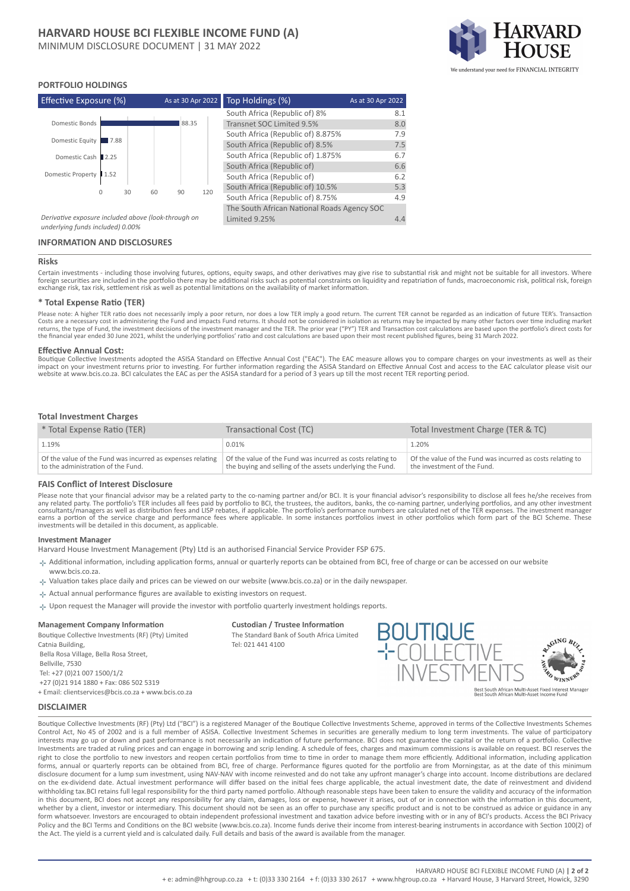# HARVARD HOUSE BCI FLEXIBLE INCOME FUND (A)

MINIMUM DISCLOSURE DOCUMENT | 31 MAY 2022

## PORTFOLIO HOLDINGS

**Effective Exposure (%)** As at 30 Apr 2022

Domestic Bonds 88.35
Domestic Equity 7.88
Domestic Cash 2.25
Domestic Property 1.52
0 30 60 90 120

*Derivative exposure included above (look-through on underlying funds included) 0.00%*

| Top Holdings (%) | As at 30 Apr 2022 |
|---|---|
| South Africa (Republic of) 8% | 8.1 |
| Transnet SOC Limited 9.5% | 8.0 |
| South Africa (Republic of) 8.875% | 7.9 |
| South Africa (Republic of) 8.5% | 7.5 |
| South Africa (Republic of) 1.875% | 6.7 |
| South Africa (Republic of) | 6.6 |
| South Africa (Republic of) | 6.2 |
| South Africa (Republic of) 10.5% | 5.3 |
| South Africa (Republic of) 8.75% | 4.9 |
| The South African National Roads Agency SOC Limited 9.25% | 4.4 |

## INFORMATION AND DISCLOSURES

### Risks

Certain investments - including those involving futures, options, equity swaps, and other derivatives may give rise to substantial risk and might not be suitable for all investors. Where foreign securities are included in the portfolio there may be additional risks such as potential constraints on liquidity and repatriation of funds, macroeconomic risk, political risk, foreign exchange risk, tax risk, settlement risk as well as potential limitations on the availability of market information.

### * Total Expense Ratio (TER)

Please note: A higher TER ratio does not necessarily imply a poor return, nor does a low TER imply a good return. The current TER cannot be regarded as an indication of future TER's. Transaction Costs are a necessary cost in administering the Fund and impacts Fund returns. It should not be considered in isolation as returns may be impacted by many other factors over time including market returns, the type of Fund, the investment decisions of the investment manager and the TER. The prior year ("PY") TER and Transaction cost calculations are based upon the portfolio's direct costs for the financial year ended 30 June 2021, whilst the underlying portfolios' ratio and cost calculations are based upon their most recent published figures, being 31 March 2022.

### Effective Annual Cost:

Boutique Collective Investments adopted the ASISA Standard on Effective Annual Cost ("EAC"). The EAC measure allows you to compare charges on your investments as well as their impact on your investment returns prior to investing. For further information regarding the ASISA Standard on Effective Annual Cost and access to the EAC calculator please visit our website at www.bcis.co.za. BCI calculates the EAC as per the ASISA standard for a period of 3 years up till the most recent TER reporting period.

### Total Investment Charges

| * Total Expense Ratio (TER) | Transactional Cost (TC) | Total Investment Charge (TER & TC) |
|---|---|---|
| 1.19% | 0.01% | 1.20% |
| Of the value of the Fund was incurred as expenses relating to the administration of the Fund. | Of the value of the Fund was incurred as costs relating to the buying and selling of the assets underlying the Fund. | Of the value of the Fund was incurred as costs relating to the investment of the Fund. |

### FAIS Conflict of Interest Disclosure

Please note that your financial advisor may be a related party to the co-naming partner and/or BCI. It is your financial advisor's responsibility to disclose all fees he/she receives from any related party. The portfolio's TER includes all fees paid by portfolio to BCI, the trustees, the auditors, banks, the co-naming partner, underlying portfolios, and any other investment consultants/managers as well as distribution fees and LISP rebates, if applicable. The portfolio's performance numbers are calculated net of the TER expenses. The investment manager earns a portion of the service charge and performance fees where applicable. In some instances portfolios invest in other portfolios which form part of the BCI Scheme. These investments will be detailed in this document, as applicable.

### Investment Manager

Harvard House Investment Management (Pty) Ltd is an authorised Financial Service Provider FSP 675.

- Additional information, including application forms, annual or quarterly reports can be obtained from BCI, free of charge or can be accessed on our website www.bcis.co.za.
- Valuation takes place daily and prices can be viewed on our website (www.bcis.co.za) or in the daily newspaper.
- Actual annual performance figures are available to existing investors on request.
- Upon request the Manager will provide the investor with portfolio quarterly investment holdings reports.

### Management Company Information

Boutique Collective Investments (RF) (Pty) Limited
Catnia Building,
Bella Rosa Village, Bella Rosa Street,
Bellville, 7530
Tel: +27 (0)21 007 1500/1/2
+27 (0)21 914 1880 + Fax: 086 502 5319
+ Email: clientservices@bcis.co.za + www.bcis.co.za

### Custodian / Trustee Information

The Standard Bank of South Africa Limited
Tel: 021 441 4100

Best South African Multi-Asset Fixed Interest Manager
Best South African Multi-Asset Income Fund

## DISCLAIMER

Boutique Collective Investments (RF) (Pty) Ltd ("BCI") is a registered Manager of the Boutique Collective Investments Scheme, approved in terms of the Collective Investments Schemes Control Act, No 45 of 2002 and is a full member of ASISA. Collective Investment Schemes in securities are generally medium to long term investments. The value of participatory interests may go up or down and past performance is not necessarily an indication of future performance. BCI does not guarantee the capital or the return of a portfolio. Collective Investments are traded at ruling prices and can engage in borrowing and scrip lending. A schedule of fees, charges and maximum commissions is available on request. BCI reserves the right to close the portfolio to new investors and reopen certain portfolios from time to time in order to manage them more efficiently. Additional information, including application forms, annual or quarterly reports can be obtained from BCI, free of charge. Performance figures quoted for the portfolio are from Morningstar, as at the date of this minimum disclosure document for a lump sum investment, using NAV-NAV with income reinvested and do not take any upfront manager's charge into account. Income distributions are declared on the ex-dividend date. Actual investment performance will differ based on the initial fees charge applicable, the actual investment date, the date of reinvestment and dividend withholding tax.BCI retains full legal responsibility for the third party named portfolio. Although reasonable steps have been taken to ensure the validity and accuracy of the information in this document, BCI does not accept any responsibility for any claim, damages, loss or expense, however it arises, out of or in connection with the information in this document, whether by a client, investor or intermediary. This document should not be seen as an offer to purchase any specific product and is not to be construed as advice or guidance in any form whatsoever. Investors are encouraged to obtain independent professional investment and taxation advice before investing with or in any of BCI's products. Access the BCI Privacy Policy and the BCI Terms and Conditions on the BCI website (www.bcis.co.za). Income funds derive their income from interest-bearing instruments in accordance with Section 100(2) of the Act. The yield is a current yield and is calculated daily. Full details and basis of the award is available from the manager.

+ e: admin@hhgroup.co.za + t: (0)33 330 2164 + f: (0)33 330 2617 + www.hhgroup.co.za + Harvard House, 3 Harvard Street, Howick, 3290